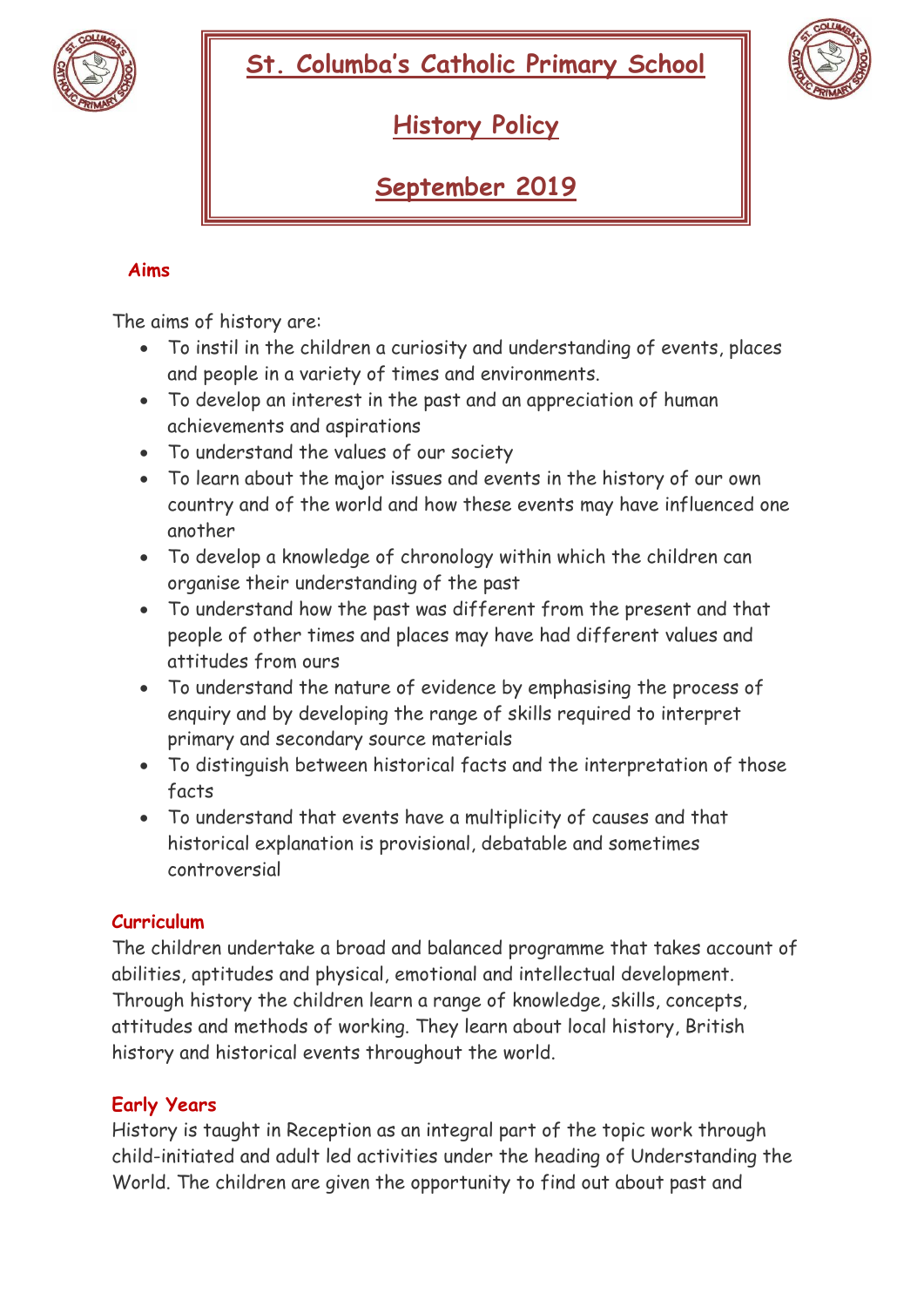# St. Columba's Catholic Primary School

# History Policy

# September 2019

## Aims

The aims of history are:

- To instil in the children a curiosity and understanding of events, places and people in a variety of times and environments.
- To develop an interest in the past and an appreciation of human achievements and aspirations
- To understand the values of our society
- To learn about the major issues and events in the history of our own country and of the world and how these events may have influenced one another
- To develop a knowledge of chronology within which the children can organise their understanding of the past
- To understand how the past was different from the present and that people of other times and places may have had different values and attitudes from ours
- To understand the nature of evidence by emphasising the process of enquiry and by developing the range of skills required to interpret primary and secondary source materials
- To distinguish between historical facts and the interpretation of those facts
- To understand that events have a multiplicity of causes and that historical explanation is provisional, debatable and sometimes controversial

## Curriculum

The children undertake a broad and balanced programme that takes account of abilities, aptitudes and physical, emotional and intellectual development. Through history the children learn a range of knowledge, skills, concepts, attitudes and methods of working. They learn about local history, British history and historical events throughout the world.

## Early Years

History is taught in Reception as an integral part of the topic work through child-initiated and adult led activities under the heading of Understanding the World. The children are given the opportunity to find out about past and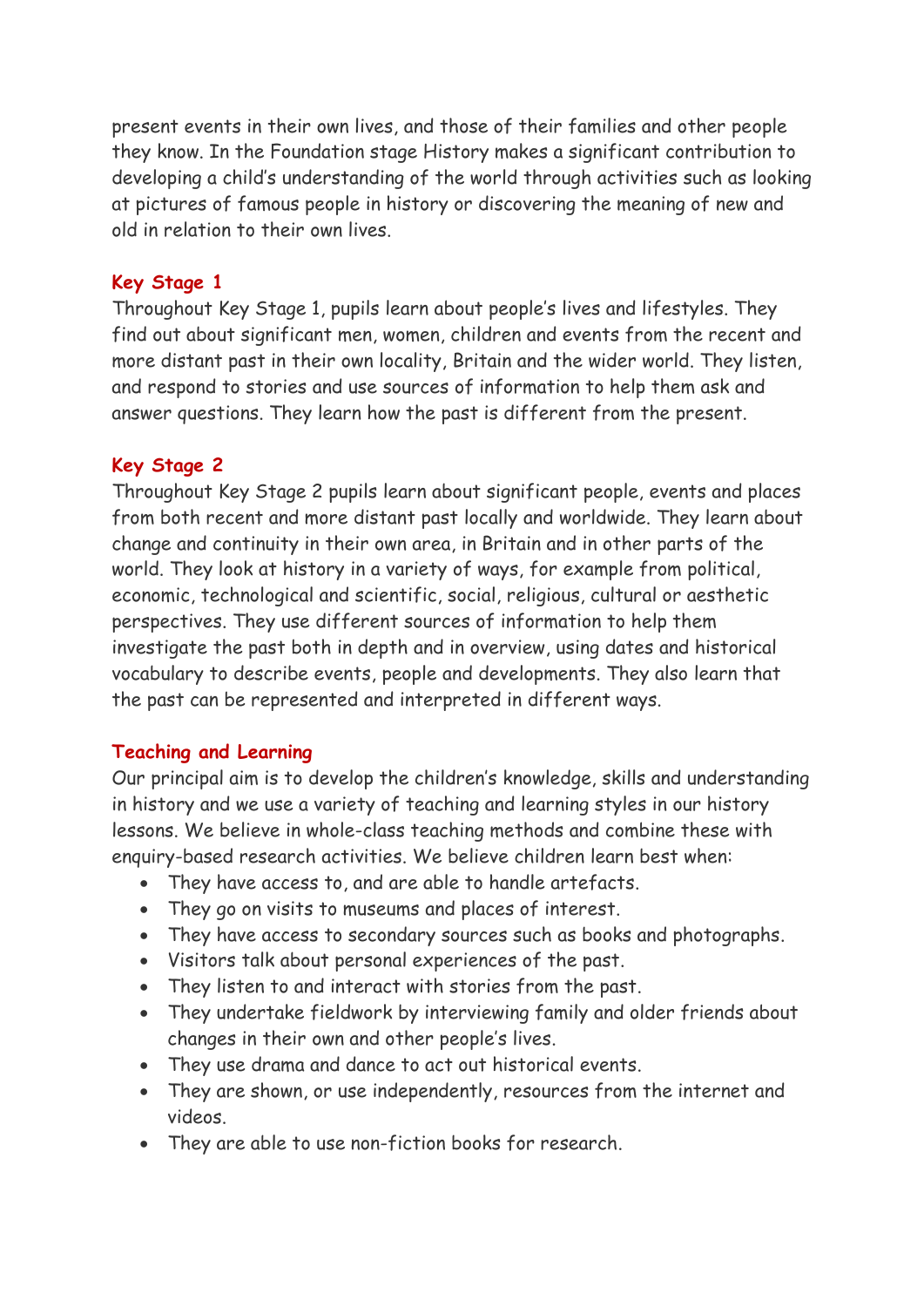present events in their own lives, and those of their families and other people they know. In the Foundation stage History makes a significant contribution to developing a child's understanding of the world through activities such as looking at pictures of famous people in history or discovering the meaning of new and old in relation to their own lives.

## Key Stage 1

Throughout Key Stage 1, pupils learn about people's lives and lifestyles. They find out about significant men, women, children and events from the recent and more distant past in their own locality, Britain and the wider world. They listen, and respond to stories and use sources of information to help them ask and answer questions. They learn how the past is different from the present.

## Key Stage 2

Throughout Key Stage 2 pupils learn about significant people, events and places from both recent and more distant past locally and worldwide. They learn about change and continuity in their own area, in Britain and in other parts of the world. They look at history in a variety of ways, for example from political, economic, technological and scientific, social, religious, cultural or aesthetic perspectives. They use different sources of information to help them investigate the past both in depth and in overview, using dates and historical vocabulary to describe events, people and developments. They also learn that the past can be represented and interpreted in different ways.

## Teaching and Learning

Our principal aim is to develop the children's knowledge, skills and understanding in history and we use a variety of teaching and learning styles in our history lessons. We believe in whole-class teaching methods and combine these with enquiry-based research activities. We believe children learn best when:

- They have access to, and are able to handle artefacts.
- They go on visits to museums and places of interest.
- They have access to secondary sources such as books and photographs.
- Visitors talk about personal experiences of the past.
- They listen to and interact with stories from the past.
- They undertake fieldwork by interviewing family and older friends about changes in their own and other people's lives.
- They use drama and dance to act out historical events.
- They are shown, or use independently, resources from the internet and videos.
- They are able to use non-fiction books for research.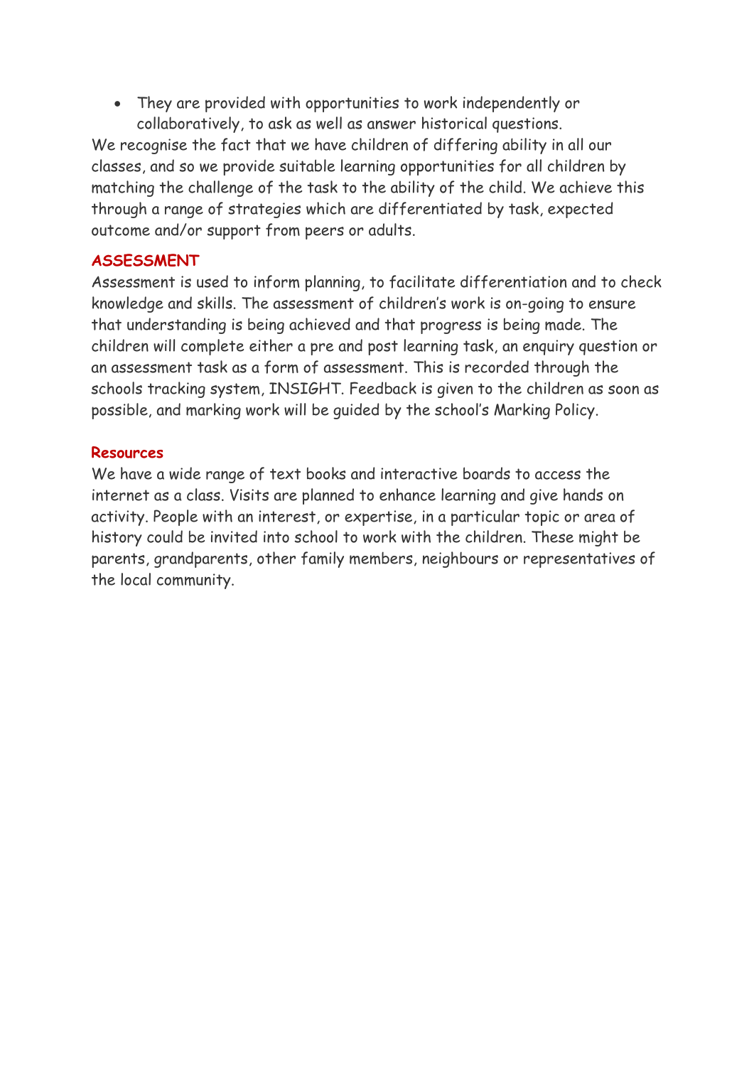- They are provided with opportunities to work independently or collaboratively, to ask as well as answer historical questions.

We recognise the fact that we have children of differing ability in all our classes, and so we provide suitable learning opportunities for all children by matching the challenge of the task to the ability of the child. We achieve this through a range of strategies which are differentiated by task, expected outcome and/or support from peers or adults.

## ASSESSMENT

Assessment is used to inform planning, to facilitate differentiation and to check knowledge and skills. The assessment of children's work is on-going to ensure that understanding is being achieved and that progress is being made. The children will complete either a pre and post learning task, an enquiry question or an assessment task as a form of assessment. This is recorded through the schools tracking system, INSIGHT. Feedback is given to the children as soon as possible, and marking work will be guided by the school's Marking Policy.

## Resources

We have a wide range of text books and interactive boards to access the internet as a class. Visits are planned to enhance learning and give hands on activity. People with an interest, or expertise, in a particular topic or area of history could be invited into school to work with the children. These might be parents, grandparents, other family members, neighbours or representatives of the local community.